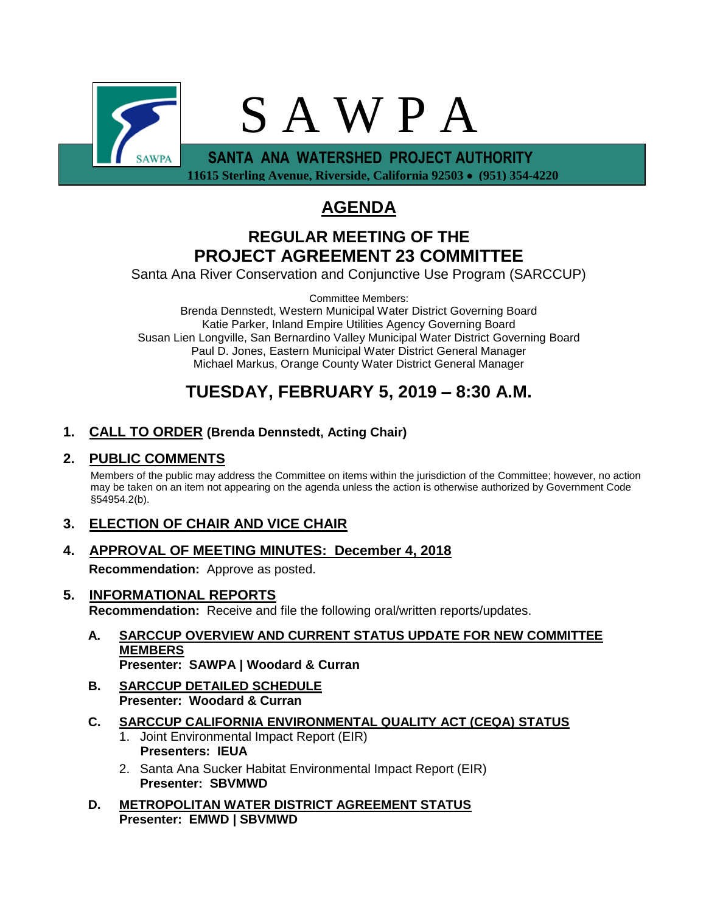# S A W P A

**SANTA ANA WATERSHED PROJECT AUTHORITY**

**11615 Sterling Avenue, Riverside, California 92503 • (951) 354-4220**

# AGENDA

## REGULAR MEETING OF THE PROJECT AGREEMENT 23 COMMITTEE

Santa Ana River Conservation and Conjunctive Use Program (SARCCUP)

Committee Members:
Brenda Dennstedt, Western Municipal Water District Governing Board
Katie Parker, Inland Empire Utilities Agency Governing Board
Susan Lien Longville, San Bernardino Valley Municipal Water District Governing Board
Paul D. Jones, Eastern Municipal Water District General Manager
Michael Markus, Orange County Water District General Manager

## TUESDAY, FEBRUARY 5, 2019 – 8:30 A.M.

**1. CALL TO ORDER (Brenda Dennstedt, Acting Chair)**

**2. PUBLIC COMMENTS**

Members of the public may address the Committee on items within the jurisdiction of the Committee; however, no action may be taken on an item not appearing on the agenda unless the action is otherwise authorized by Government Code §54954.2(b).

**3. ELECTION OF CHAIR AND VICE CHAIR**

**4. APPROVAL OF MEETING MINUTES: December 4, 2018**

**Recommendation:** Approve as posted.

**5. INFORMATIONAL REPORTS**

**Recommendation:** Receive and file the following oral/written reports/updates.

**A. SARCCUP OVERVIEW AND CURRENT STATUS UPDATE FOR NEW COMMITTEE MEMBERS**
**Presenter: SAWPA | Woodard & Curran**

**B. SARCCUP DETAILED SCHEDULE**
**Presenter: Woodard & Curran**

**C. SARCCUP CALIFORNIA ENVIRONMENTAL QUALITY ACT (CEQA) STATUS**

1. Joint Environmental Impact Report (EIR)
   **Presenters: IEUA**
2. Santa Ana Sucker Habitat Environmental Impact Report (EIR)
   **Presenter: SBVMWD**

**D. METROPOLITAN WATER DISTRICT AGREEMENT STATUS**
**Presenter: EMWD | SBVMWD**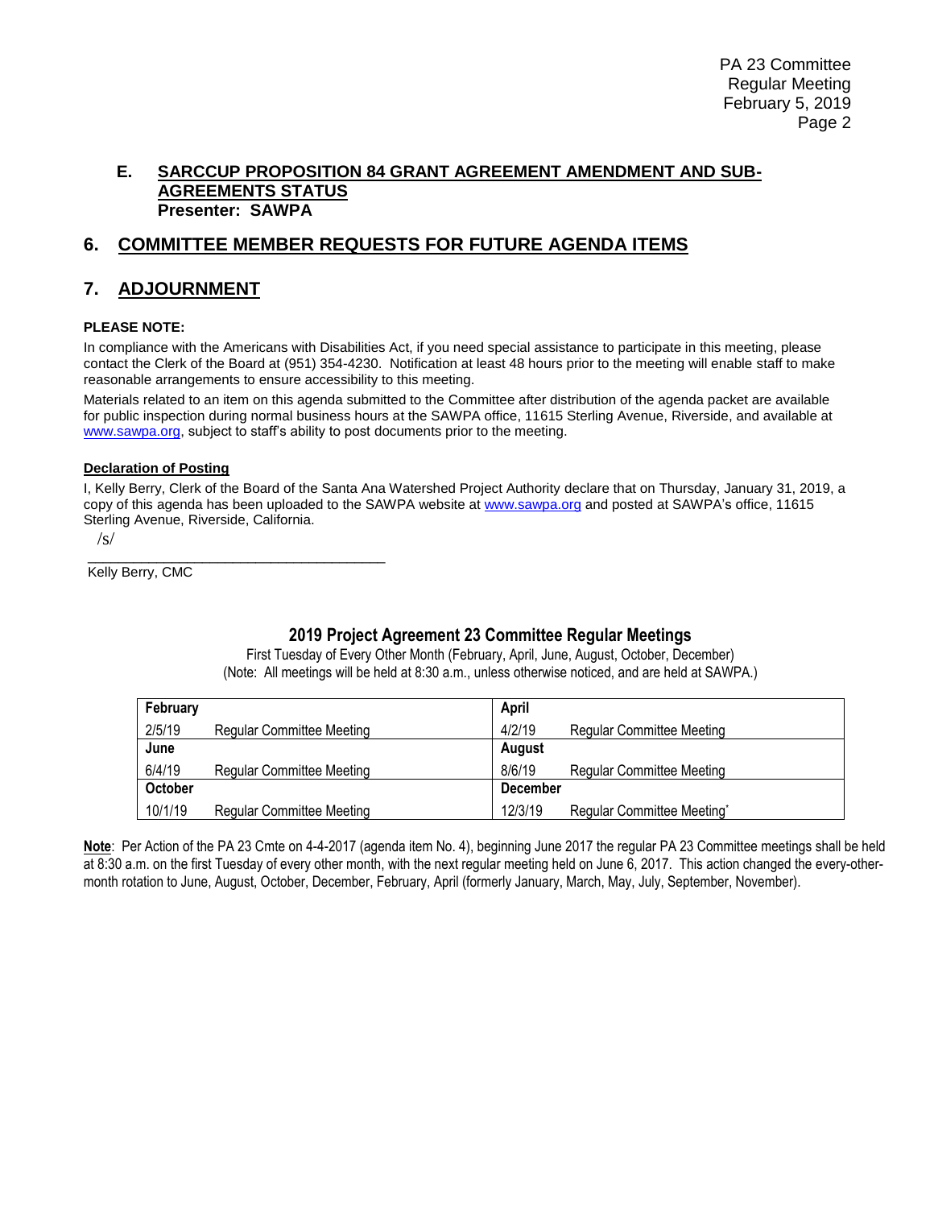**E. SARCCUP PROPOSITION 84 GRANT AGREEMENT AMENDMENT AND SUB-AGREEMENTS STATUS**
**Presenter: SAWPA**

## 6. COMMITTEE MEMBER REQUESTS FOR FUTURE AGENDA ITEMS

## 7. ADJOURNMENT

**PLEASE NOTE:**

In compliance with the Americans with Disabilities Act, if you need special assistance to participate in this meeting, please contact the Clerk of the Board at (951) 354-4230. Notification at least 48 hours prior to the meeting will enable staff to make reasonable arrangements to ensure accessibility to this meeting.

Materials related to an item on this agenda submitted to the Committee after distribution of the agenda packet are available for public inspection during normal business hours at the SAWPA office, 11615 Sterling Avenue, Riverside, and available at www.sawpa.org, subject to staff's ability to post documents prior to the meeting.

**Declaration of Posting**

I, Kelly Berry, Clerk of the Board of the Santa Ana Watershed Project Authority declare that on Thursday, January 31, 2019, a copy of this agenda has been uploaded to the SAWPA website at www.sawpa.org and posted at SAWPA's office, 11615 Sterling Avenue, Riverside, California.

/s/

_______________________________________

Kelly Berry, CMC

### 2019 Project Agreement 23 Committee Regular Meetings

First Tuesday of Every Other Month (February, April, June, August, October, December)
(Note: All meetings will be held at 8:30 a.m., unless otherwise noticed, and are held at SAWPA.)

| | | | |
|---|---|---|---|
| **February** | | **April** | |
| 2/5/19 | Regular Committee Meeting | 4/2/19 | Regular Committee Meeting |
| **June** | | **August** | |
| 6/4/19 | Regular Committee Meeting | 8/6/19 | Regular Committee Meeting |
| **October** | | **December** | |
| 10/1/19 | Regular Committee Meeting | 12/3/19 | Regular Committee Meeting* |

**Note**: Per Action of the PA 23 Cmte on 4-4-2017 (agenda item No. 4), beginning June 2017 the regular PA 23 Committee meetings shall be held at 8:30 a.m. on the first Tuesday of every other month, with the next regular meeting held on June 6, 2017. This action changed the every-other-month rotation to June, August, October, December, February, April (formerly January, March, May, July, September, November).